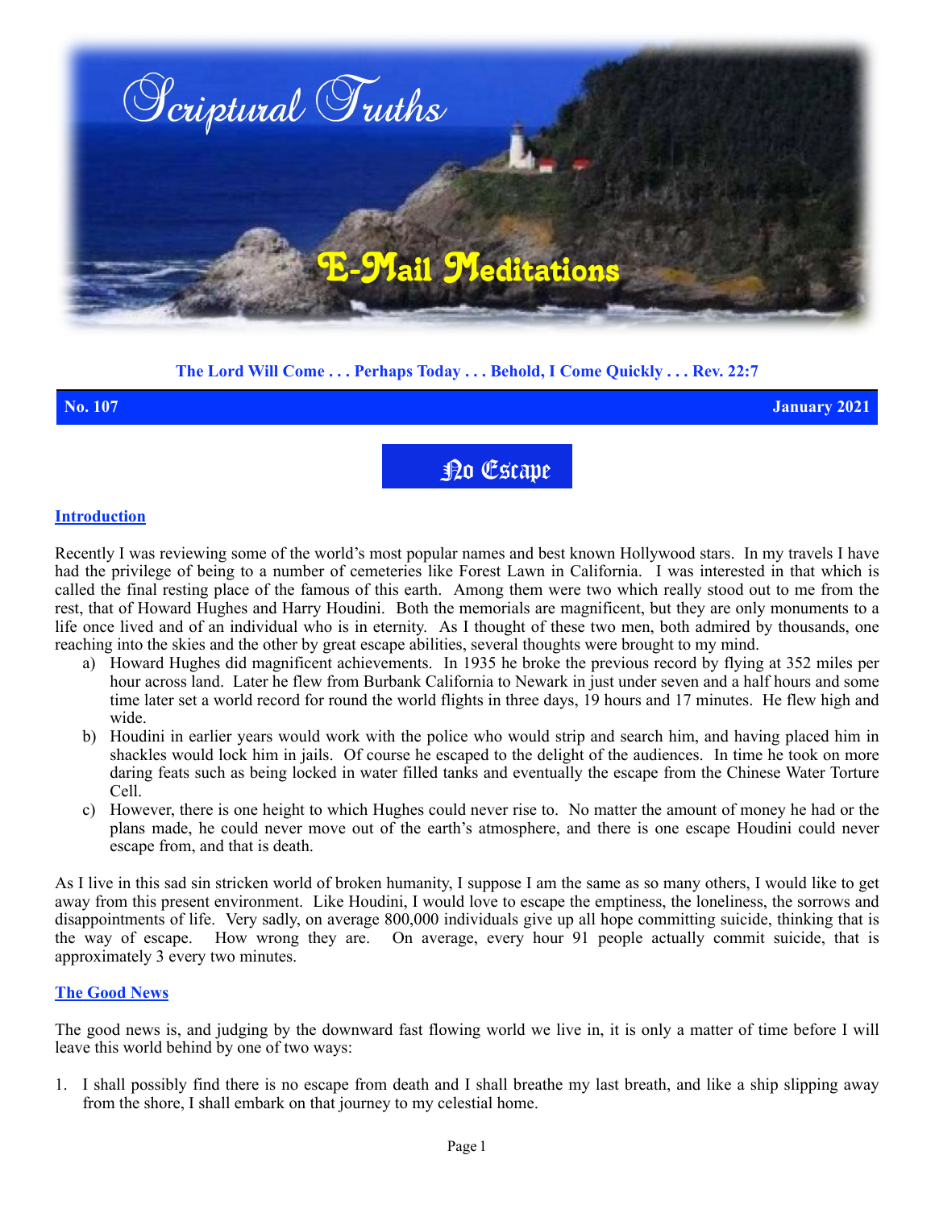# Scriptural Truths

## E-Mail Meditations

**The Lord Will Come . . . Perhaps Today . . . Behold, I Come Quickly . . . Rev. 22:7**

**No. 107** **January 2021**

# No Escape

### Introduction

Recently I was reviewing some of the world's most popular names and best known Hollywood stars. In my travels I have had the privilege of being to a number of cemeteries like Forest Lawn in California. I was interested in that which is called the final resting place of the famous of this earth. Among them were two which really stood out to me from the rest, that of Howard Hughes and Harry Houdini. Both the memorials are magnificent, but they are only monuments to a life once lived and of an individual who is in eternity. As I thought of these two men, both admired by thousands, one reaching into the skies and the other by great escape abilities, several thoughts were brought to my mind.

a) Howard Hughes did magnificent achievements. In 1935 he broke the previous record by flying at 352 miles per hour across land. Later he flew from Burbank California to Newark in just under seven and a half hours and some time later set a world record for round the world flights in three days, 19 hours and 17 minutes. He flew high and wide.
b) Houdini in earlier years would work with the police who would strip and search him, and having placed him in shackles would lock him in jails. Of course he escaped to the delight of the audiences. In time he took on more daring feats such as being locked in water filled tanks and eventually the escape from the Chinese Water Torture Cell.
c) However, there is one height to which Hughes could never rise to. No matter the amount of money he had or the plans made, he could never move out of the earth's atmosphere, and there is one escape Houdini could never escape from, and that is death.

As I live in this sad sin stricken world of broken humanity, I suppose I am the same as so many others, I would like to get away from this present environment. Like Houdini, I would love to escape the emptiness, the loneliness, the sorrows and disappointments of life. Very sadly, on average 800,000 individuals give up all hope committing suicide, thinking that is the way of escape. How wrong they are. On average, every hour 91 people actually commit suicide, that is approximately 3 every two minutes.

### The Good News

The good news is, and judging by the downward fast flowing world we live in, it is only a matter of time before I will leave this world behind by one of two ways:

1. I shall possibly find there is no escape from death and I shall breathe my last breath, and like a ship slipping away from the shore, I shall embark on that journey to my celestial home.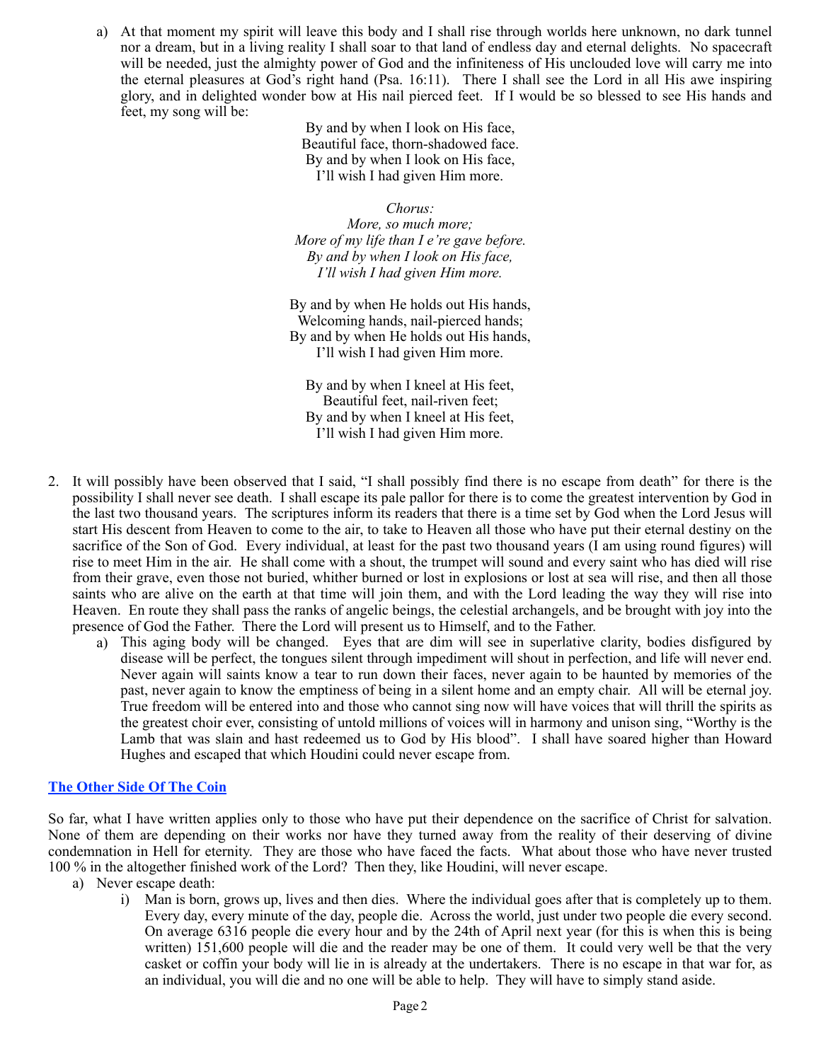a) At that moment my spirit will leave this body and I shall rise through worlds here unknown, no dark tunnel nor a dream, but in a living reality I shall soar to that land of endless day and eternal delights. No spacecraft will be needed, just the almighty power of God and the infiniteness of His unclouded love will carry me into the eternal pleasures at God's right hand (Psa. 16:11). There I shall see the Lord in all His awe inspiring glory, and in delighted wonder bow at His nail pierced feet. If I would be so blessed to see His hands and feet, my song will be:

By and by when I look on His face,
Beautiful face, thorn-shadowed face.
By and by when I look on His face,
I'll wish I had given Him more.

*Chorus:*
*More, so much more;*
*More of my life than I e're gave before.*
*By and by when I look on His face,*
*I'll wish I had given Him more.*

By and by when He holds out His hands,
Welcoming hands, nail-pierced hands;
By and by when He holds out His hands,
I'll wish I had given Him more.

By and by when I kneel at His feet,
Beautiful feet, nail-riven feet;
By and by when I kneel at His feet,
I'll wish I had given Him more.

2. It will possibly have been observed that I said, "I shall possibly find there is no escape from death" for there is the possibility I shall never see death. I shall escape its pale pallor for there is to come the greatest intervention by God in the last two thousand years. The scriptures inform its readers that there is a time set by God when the Lord Jesus will start His descent from Heaven to come to the air, to take to Heaven all those who have put their eternal destiny on the sacrifice of the Son of God. Every individual, at least for the past two thousand years (I am using round figures) will rise to meet Him in the air. He shall come with a shout, the trumpet will sound and every saint who has died will rise from their grave, even those not buried, whither burned or lost in explosions or lost at sea will rise, and then all those saints who are alive on the earth at that time will join them, and with the Lord leading the way they will rise into Heaven. En route they shall pass the ranks of angelic beings, the celestial archangels, and be brought with joy into the presence of God the Father. There the Lord will present us to Himself, and to the Father.
   a) This aging body will be changed. Eyes that are dim will see in superlative clarity, bodies disfigured by disease will be perfect, the tongues silent through impediment will shout in perfection, and life will never end. Never again will saints know a tear to run down their faces, never again to be haunted by memories of the past, never again to know the emptiness of being in a silent home and an empty chair. All will be eternal joy. True freedom will be entered into and those who cannot sing now will have voices that will thrill the spirits as the greatest choir ever, consisting of untold millions of voices will in harmony and unison sing, "Worthy is the Lamb that was slain and hast redeemed us to God by His blood". I shall have soared higher than Howard Hughes and escaped that which Houdini could never escape from.

## The Other Side Of The Coin

So far, what I have written applies only to those who have put their dependence on the sacrifice of Christ for salvation. None of them are depending on their works nor have they turned away from the reality of their deserving of divine condemnation in Hell for eternity. They are those who have faced the facts. What about those who have never trusted 100 % in the altogether finished work of the Lord? Then they, like Houdini, will never escape.

a) Never escape death:
   i) Man is born, grows up, lives and then dies. Where the individual goes after that is completely up to them. Every day, every minute of the day, people die. Across the world, just under two people die every second. On average 6316 people die every hour and by the 24th of April next year (for this is when this is being written) 151,600 people will die and the reader may be one of them. It could very well be that the very casket or coffin your body will lie in is already at the undertakers. There is no escape in that war for, as an individual, you will die and no one will be able to help. They will have to simply stand aside.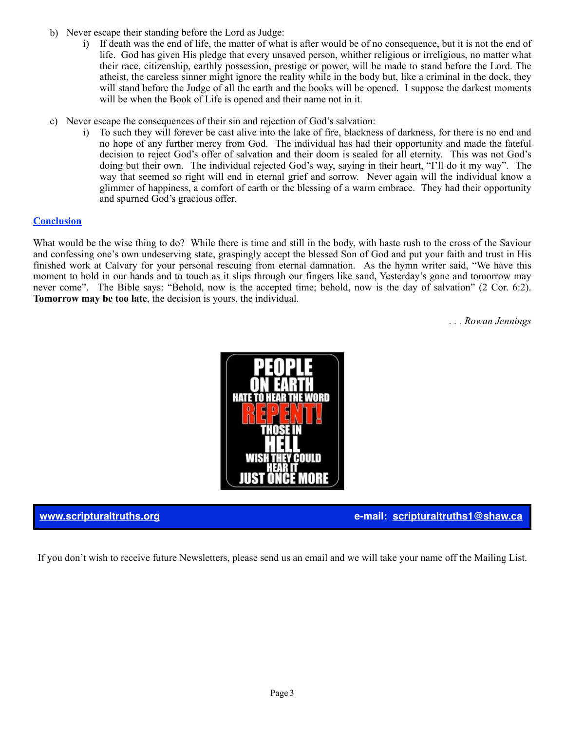b) Never escape their standing before the Lord as Judge:
   i) If death was the end of life, the matter of what is after would be of no consequence, but it is not the end of life. God has given His pledge that every unsaved person, whither religious or irreligious, no matter what their race, citizenship, earthly possession, prestige or power, will be made to stand before the Lord. The atheist, the careless sinner might ignore the reality while in the body but, like a criminal in the dock, they will stand before the Judge of all the earth and the books will be opened. I suppose the darkest moments will be when the Book of Life is opened and their name not in it.

c) Never escape the consequences of their sin and rejection of God's salvation:
   i) To such they will forever be cast alive into the lake of fire, blackness of darkness, for there is no end and no hope of any further mercy from God. The individual has had their opportunity and made the fateful decision to reject God's offer of salvation and their doom is sealed for all eternity. This was not God's doing but their own. The individual rejected God's way, saying in their heart, "I'll do it my way". The way that seemed so right will end in eternal grief and sorrow. Never again will the individual know a glimmer of happiness, a comfort of earth or the blessing of a warm embrace. They had their opportunity and spurned God's gracious offer.

## Conclusion

What would be the wise thing to do? While there is time and still in the body, with haste rush to the cross of the Saviour and confessing one's own undeserving state, graspingly accept the blessed Son of God and put your faith and trust in His finished work at Calvary for your personal rescuing from eternal damnation. As the hymn writer said, "We have this moment to hold in our hands and to touch as it slips through our fingers like sand, Yesterday's gone and tomorrow may never come". The Bible says: "Behold, now is the accepted time; behold, now is the day of salvation" (2 Cor. 6:2). **Tomorrow may be too late**, the decision is yours, the individual.

*. . . Rowan Jennings*

PEOPLE ON EARTH HATE TO HEAR THE WORD REPENT! THOSE IN HELL WISH THEY COULD HEAR IT JUST ONCE MORE

**www.scripturaltruths.org** **e-mail: scripturaltruths1@shaw.ca**

If you don't wish to receive future Newsletters, please send us an email and we will take your name off the Mailing List.